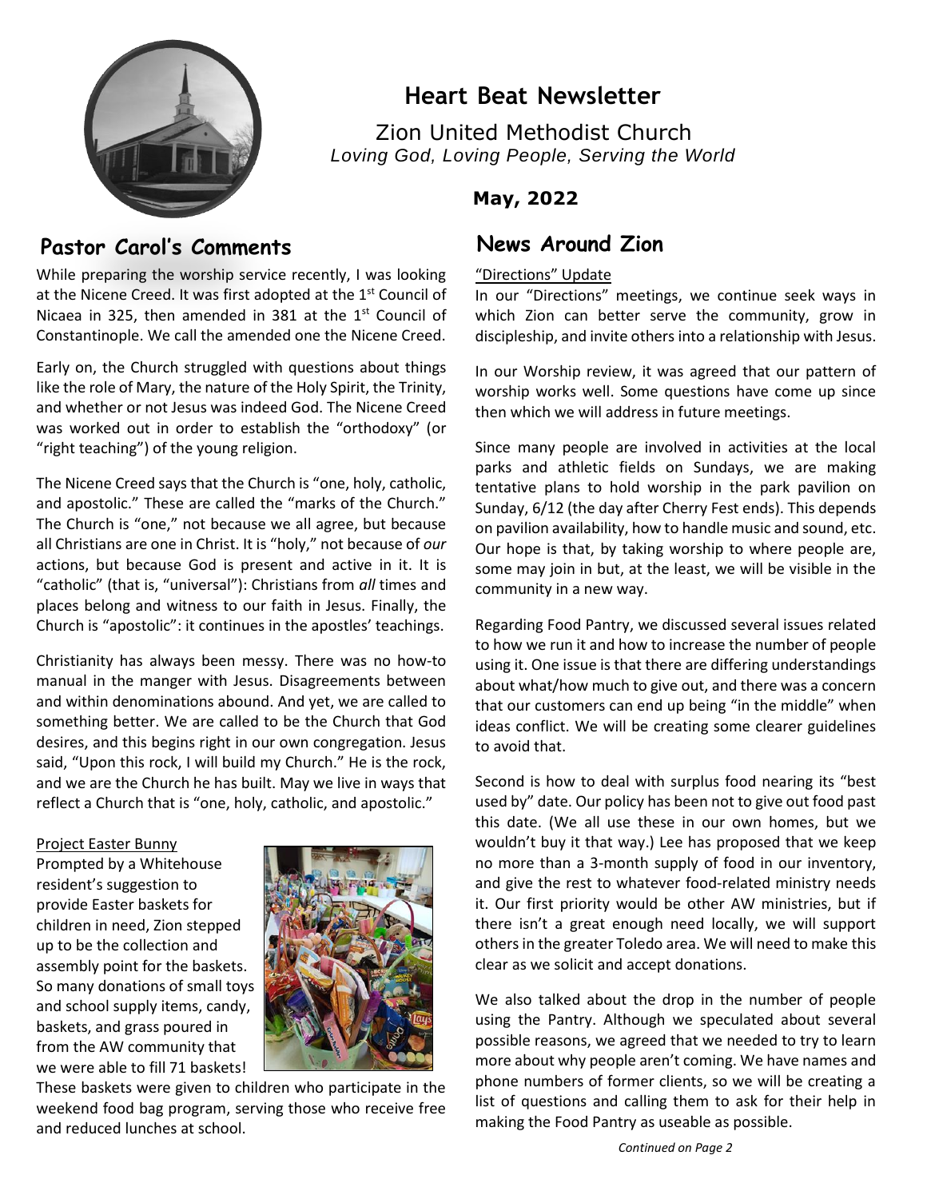# Heart Beat Newsletter

Zion United Methodist Church

*Loving God, Loving People, Serving the World*

**May, 2022**

## Pastor Carol's Comments

While preparing the worship service recently, I was looking at the Nicene Creed. It was first adopted at the 1st Council of Nicaea in 325, then amended in 381 at the 1st Council of Constantinople. We call the amended one the Nicene Creed.

Early on, the Church struggled with questions about things like the role of Mary, the nature of the Holy Spirit, the Trinity, and whether or not Jesus was indeed God. The Nicene Creed was worked out in order to establish the "orthodoxy" (or "right teaching") of the young religion.

The Nicene Creed says that the Church is "one, holy, catholic, and apostolic." These are called the "marks of the Church." The Church is "one," not because we all agree, but because all Christians are one in Christ. It is "holy," not because of *our* actions, but because God is present and active in it. It is "catholic" (that is, "universal"): Christians from *all* times and places belong and witness to our faith in Jesus. Finally, the Church is "apostolic": it continues in the apostles' teachings.

Christianity has always been messy. There was no how-to manual in the manger with Jesus. Disagreements between and within denominations abound. And yet, we are called to something better. We are called to be the Church that God desires, and this begins right in our own congregation. Jesus said, "Upon this rock, I will build my Church." He is the rock, and we are the Church he has built. May we live in ways that reflect a Church that is "one, holy, catholic, and apostolic."

### Project Easter Bunny

Prompted by a Whitehouse resident's suggestion to provide Easter baskets for children in need, Zion stepped up to be the collection and assembly point for the baskets. So many donations of small toys and school supply items, candy, baskets, and grass poured in from the AW community that we were able to fill 71 baskets! These baskets were given to children who participate in the weekend food bag program, serving those who receive free and reduced lunches at school.

## News Around Zion

### "Directions" Update

In our "Directions" meetings, we continue seek ways in which Zion can better serve the community, grow in discipleship, and invite others into a relationship with Jesus.

In our Worship review, it was agreed that our pattern of worship works well. Some questions have come up since then which we will address in future meetings.

Since many people are involved in activities at the local parks and athletic fields on Sundays, we are making tentative plans to hold worship in the park pavilion on Sunday, 6/12 (the day after Cherry Fest ends). This depends on pavilion availability, how to handle music and sound, etc. Our hope is that, by taking worship to where people are, some may join in but, at the least, we will be visible in the community in a new way.

Regarding Food Pantry, we discussed several issues related to how we run it and how to increase the number of people using it. One issue is that there are differing understandings about what/how much to give out, and there was a concern that our customers can end up being "in the middle" when ideas conflict. We will be creating some clearer guidelines to avoid that.

Second is how to deal with surplus food nearing its "best used by" date. Our policy has been not to give out food past this date. (We all use these in our own homes, but we wouldn't buy it that way.) Lee has proposed that we keep no more than a 3-month supply of food in our inventory, and give the rest to whatever food-related ministry needs it. Our first priority would be other AW ministries, but if there isn't a great enough need locally, we will support others in the greater Toledo area. We will need to make this clear as we solicit and accept donations.

We also talked about the drop in the number of people using the Pantry. Although we speculated about several possible reasons, we agreed that we needed to try to learn more about why people aren't coming. We have names and phone numbers of former clients, so we will be creating a list of questions and calling them to ask for their help in making the Food Pantry as useable as possible.

*Continued on Page 2*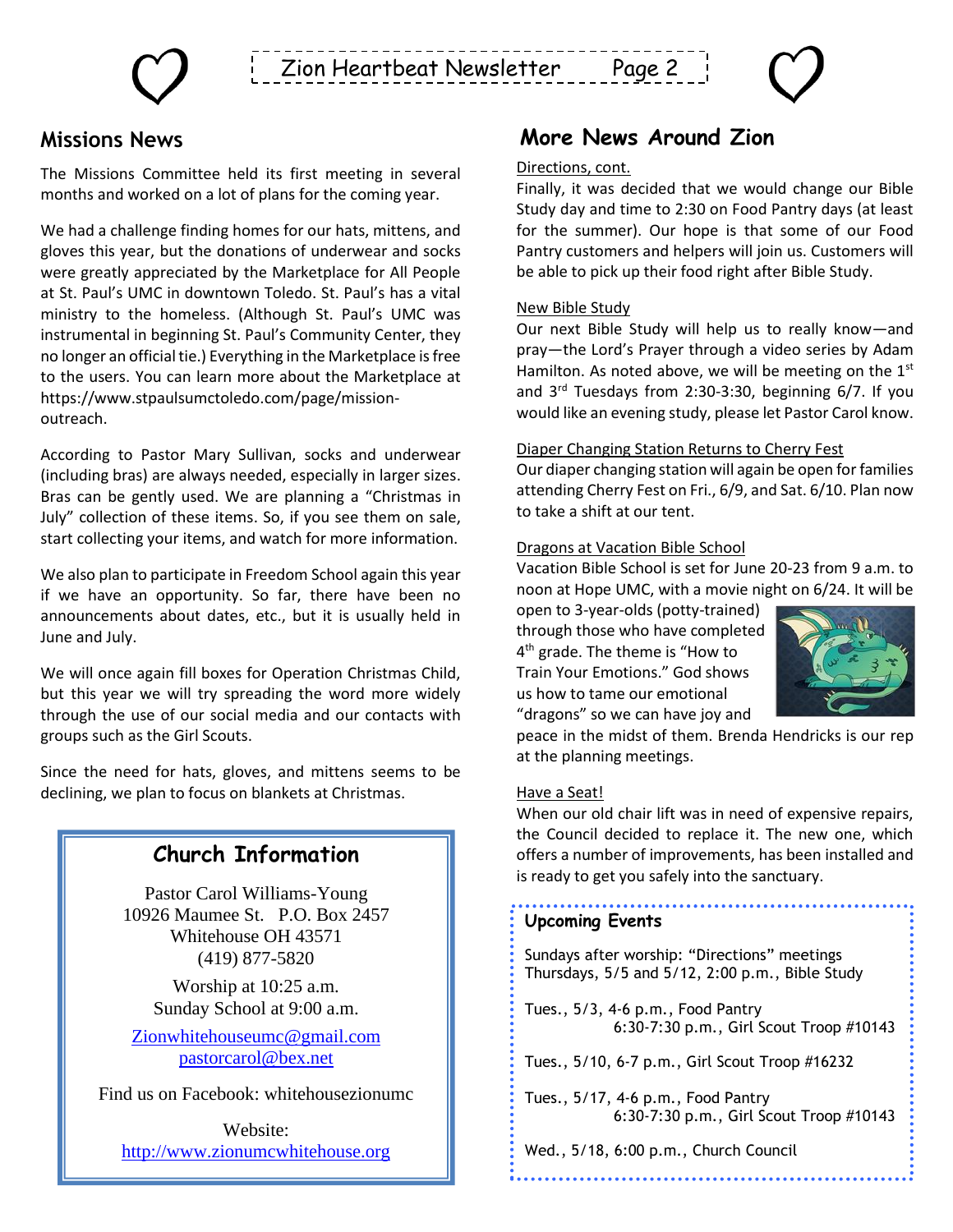## Missions News

The Missions Committee held its first meeting in several months and worked on a lot of plans for the coming year.

We had a challenge finding homes for our hats, mittens, and gloves this year, but the donations of underwear and socks were greatly appreciated by the Marketplace for All People at St. Paul's UMC in downtown Toledo. St. Paul's has a vital ministry to the homeless. (Although St. Paul's UMC was instrumental in beginning St. Paul's Community Center, they no longer an official tie.) Everything in the Marketplace is free to the users. You can learn more about the Marketplace at https://www.stpaulsumctoledo.com/page/mission-outreach.

According to Pastor Mary Sullivan, socks and underwear (including bras) are always needed, especially in larger sizes. Bras can be gently used. We are planning a "Christmas in July" collection of these items. So, if you see them on sale, start collecting your items, and watch for more information.

We also plan to participate in Freedom School again this year if we have an opportunity. So far, there have been no announcements about dates, etc., but it is usually held in June and July.

We will once again fill boxes for Operation Christmas Child, but this year we will try spreading the word more widely through the use of our social media and our contacts with groups such as the Girl Scouts.

Since the need for hats, gloves, and mittens seems to be declining, we plan to focus on blankets at Christmas.

### Church Information

Pastor Carol Williams-Young
10926 Maumee St. P.O. Box 2457
Whitehouse OH 43571
(419) 877-5820

Worship at 10:25 a.m.
Sunday School at 9:00 a.m.

Zionwhitehouseumc@gmail.com
pastorcarol@bex.net

Find us on Facebook: whitehousezionumc

Website:
http://www.zionumcwhitehouse.org

## More News Around Zion

Directions, cont.

Finally, it was decided that we would change our Bible Study day and time to 2:30 on Food Pantry days (at least for the summer). Our hope is that some of our Food Pantry customers and helpers will join us. Customers will be able to pick up their food right after Bible Study.

New Bible Study

Our next Bible Study will help us to really know—and pray—the Lord's Prayer through a video series by Adam Hamilton. As noted above, we will be meeting on the 1st and 3rd Tuesdays from 2:30-3:30, beginning 6/7. If you would like an evening study, please let Pastor Carol know.

Diaper Changing Station Returns to Cherry Fest

Our diaper changing station will again be open for families attending Cherry Fest on Fri., 6/9, and Sat. 6/10. Plan now to take a shift at our tent.

Dragons at Vacation Bible School

Vacation Bible School is set for June 20-23 from 9 a.m. to noon at Hope UMC, with a movie night on 6/24. It will be open to 3-year-olds (potty-trained) through those who have completed 4th grade. The theme is "How to Train Your Emotions." God shows us how to tame our emotional "dragons" so we can have joy and peace in the midst of them. Brenda Hendricks is our rep at the planning meetings.

Have a Seat!

When our old chair lift was in need of expensive repairs, the Council decided to replace it. The new one, which offers a number of improvements, has been installed and is ready to get you safely into the sanctuary.

### Upcoming Events

Sundays after worship: "Directions" meetings
Thursdays, 5/5 and 5/12, 2:00 p.m., Bible Study

Tues., 5/3, 4-6 p.m., Food Pantry
6:30-7:30 p.m., Girl Scout Troop #10143

Tues., 5/10, 6-7 p.m., Girl Scout Troop #16232

Tues., 5/17, 4-6 p.m., Food Pantry
6:30-7:30 p.m., Girl Scout Troop #10143

Wed., 5/18, 6:00 p.m., Church Council